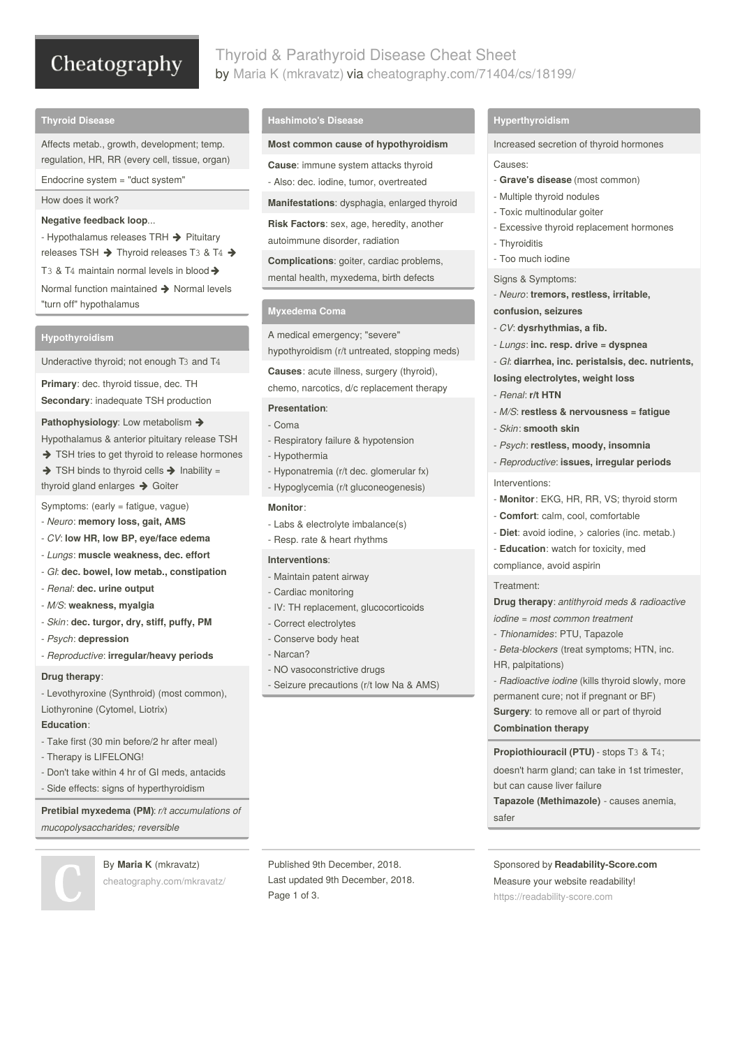# Thyroid & Parathyroid Disease Cheat Sheet

by Maria K (mkravatz) via cheatography.com/71404/cs/18199/

## Thyroid Disease

Affects metab., growth, development; temp. regulation, HR, RR (every cell, tissue, organ)

Endocrine system = "duct system"

How does it work?

**Negative feedback loop**...

- Hypothalamus releases TRH ➔ Pituitary releases TSH ➔ Thyroid releases $T_3$ & $T_4$ ➔ $T_3$ & $T_4$ maintain normal levels in blood ➔ Normal function maintained ➔ Normal levels "turn off" hypothalamus

## Hypothyroidism

Underactive thyroid; not enough $T_3$ and $T_4$

**Primary**: dec. thyroid tissue, dec. TH

**Secondary**: inadequate TSH production

**Pathophysiology**: Low metabolism ➔ Hypothalamus & anterior pituitary release TSH ➔ TSH tries to get thyroid to release hormones ➔ TSH binds to thyroid cells ➔ Inability = thyroid gland enlarges ➔ Goiter

Symptoms: (early = fatigue, vague)

- *Neuro*: **memory loss, gait, AMS**
- *CV*: **low HR, low BP, eye/face edema**
- *Lungs*: **muscle weakness, dec. effort**
- *GI*: **dec. bowel, low metab., constipation**
- *Renal*: **dec. urine output**
- *M/S*: **weakness, myalgia**
- *Skin*: **dec. turgor, dry, stiff, puffy, PM**
- *Psych*: **depression**
- *Reproductive*: **irregular/heavy periods**

**Drug therapy**:

- Levothyroxine (Synthroid) (most common), Liothyronine (Cytomel, Liotrix)

**Education**:

- Take first (30 min before/2 hr after meal)
- Therapy is LIFELONG!
- Don't take within 4 hr of GI meds, antacids
- Side effects: signs of hyperthyroidism

**Pretibial myxedema (PM)**: *r/t accumulations of mucopolysaccharides; reversible*

## Hashimoto's Disease

**Most common cause of hypothyroidism**

**Cause**: immune system attacks thyroid

- Also: dec. iodine, tumor, overtreated

**Manifestations**: dysphagia, enlarged thyroid

**Risk Factors**: sex, age, heredity, another autoimmune disorder, radiation

**Complications**: goiter, cardiac problems, mental health, myxedema, birth defects

## Myxedema Coma

A medical emergency; "severe" hypothyroidism (r/t untreated, stopping meds)

**Causes**: acute illness, surgery (thyroid), chemo, narcotics, d/c replacement therapy

**Presentation**:

- Coma
- Respiratory failure & hypotension
- Hypothermia
- Hyponatremia (r/t dec. glomerular fx)
- Hypoglycemia (r/t gluconeogenesis)

**Monitor**:

- Labs & electrolyte imbalance(s)
- Resp. rate & heart rhythms

**Interventions**:

- Maintain patent airway
- Cardiac monitoring
- IV: TH replacement, glucocorticoids
- Correct electrolytes
- Conserve body heat
- Narcan?
- NO vasoconstrictive drugs
- Seizure precautions (r/t low Na & AMS)

## Hyperthyroidism

Increased secretion of thyroid hormones

Causes:

- **Grave's disease** (most common)
- Multiple thyroid nodules
- Toxic multinodular goiter
- Excessive thyroid replacement hormones
- Thyroiditis
- Too much iodine

Signs & Symptoms:

- *Neuro*: **tremors, restless, irritable, confusion, seizures**
- *CV*: **dysrhythmias, a fib.**
- *Lungs*: **inc. resp. drive = dyspnea**
- *GI*: **diarrhea, inc. peristalsis, dec. nutrients, losing electrolytes, weight loss**
- *Renal*: **r/t HTN**
- *M/S*: **restless & nervousness = fatigue**
- *Skin*: **smooth skin**
- *Psych*: **restless, moody, insomnia**
- *Reproductive*: **issues, irregular periods**

Interventions:

- **Monitor**: EKG, HR, RR, VS; thyroid storm
- **Comfort**: calm, cool, comfortable
- **Diet**: avoid iodine, > calories (inc. metab.)
- **Education**: watch for toxicity, med compliance, avoid aspirin

Treatment:

**Drug therapy**: *antithyroid meds & radioactive iodine = most common treatment*

- *Thionamides*: PTU, Tapazole
- *Beta-blockers* (treat symptoms; HTN, inc. HR, palpitations)
- *Radioactive iodine* (kills thyroid slowly, more permanent cure; not if pregnant or BF)

**Surgery**: to remove all or part of thyroid

**Combination therapy**

**Propiothiouracil (PTU)** - stops $T_3$ & $T_4$; doesn't harm gland; can take in 1st trimester, but can cause liver failure

**Tapazole (Methimazole)** - causes anemia, safer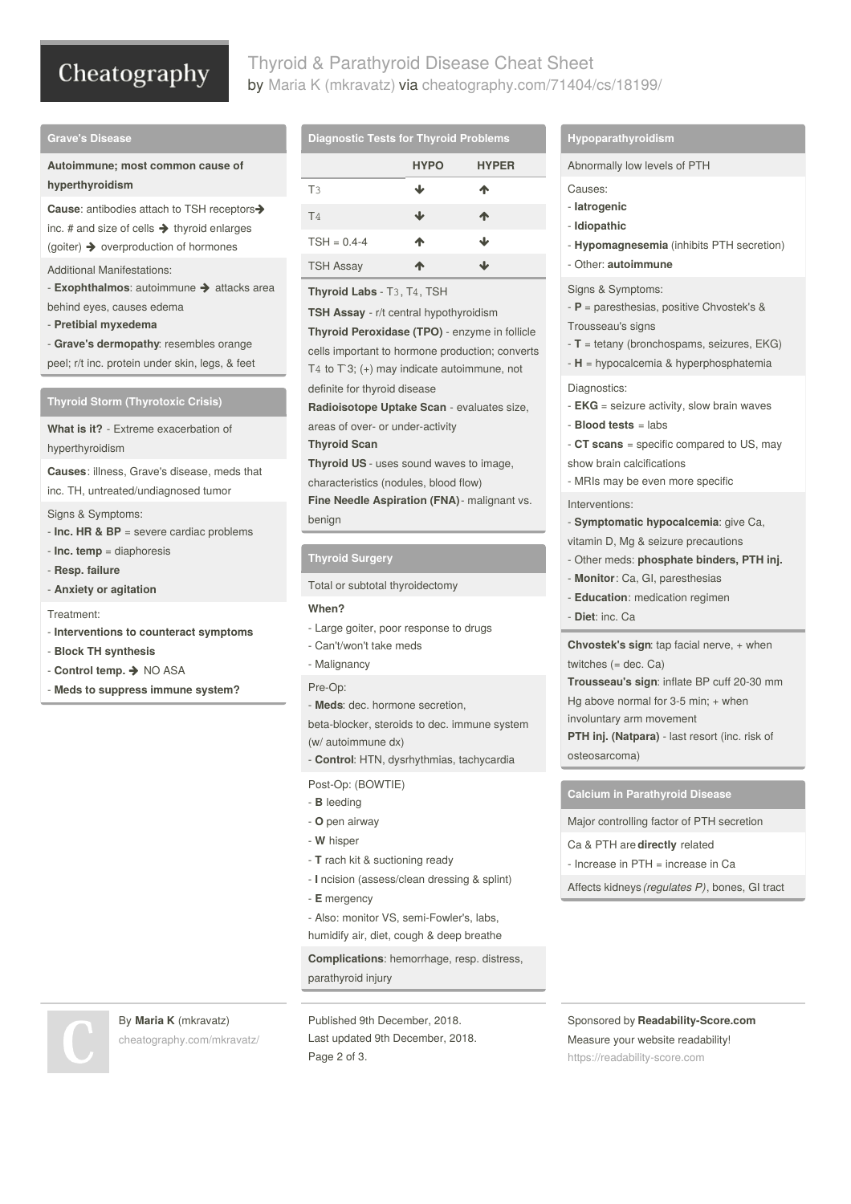# Thyroid & Parathyroid Disease Cheat Sheet

by Maria K (mkravatz) via cheatography.com/71404/cs/18199/

## Grave's Disease

**Autoimmune; most common cause of hyperthyroidism**

**Cause**: antibodies attach to TSH receptors→ inc. # and size of cells → thyroid enlarges (goiter) → overproduction of hormones

Additional Manifestations:
- **Exophthalmos**: autoimmune → attacks area behind eyes, causes edema
- **Pretibial myxedema**
- **Grave's dermopathy**: resembles orange peel; r/t inc. protein under skin, legs, & feet

## Thyroid Storm (Thyrotoxic Crisis)

**What is it?** - Extreme exacerbation of hyperthyroidism

**Causes**: illness, Grave's disease, meds that inc. TH, untreated/undiagnosed tumor

Signs & Symptoms:
- **Inc. HR & BP** = severe cardiac problems
- **Inc. temp** = diaphoresis
- **Resp. failure**
- **Anxiety or agitation**

Treatment:
- **Interventions to counteract symptoms**
- **Block TH synthesis**
- **Control temp.** → NO ASA
- **Meds to suppress immune system?**

## Diagnostic Tests for Thyroid Problems

| | HYPO | HYPER |
|---|---|---|
| $T_3$ | ↓ | ↑ |
| $T_4$ | ↓ | ↑ |
| TSH = 0.4-4 | ↑ | ↓ |
| TSH Assay | ↑ | ↓ |

**Thyroid Labs** - $T_3$, $T_4$, TSH

**TSH Assay** - r/t central hypothyroidism

**Thyroid Peroxidase (TPO)** - enzyme in follicle cells important to hormone production; converts $T_4$ to $T_3$; (+) may indicate autoimmune, not definite for thyroid disease

**Radioisotope Uptake Scan** - evaluates size, areas of over- or under-activity

**Thyroid Scan**

**Thyroid US** - uses sound waves to image, characteristics (nodules, blood flow)

**Fine Needle Aspiration (FNA)** - malignant vs. benign

## Thyroid Surgery

Total or subtotal thyroidectomy

**When?**
- Large goiter, poor response to drugs
- Can't/won't take meds
- Malignancy

Pre-Op:
- **Meds**: dec. hormone secretion, beta-blocker, steroids to dec. immune system (w/ autoimmune dx)
- **Control**: HTN, dysrhythmias, tachycardia

Post-Op: (BOWTIE)
- **B** leeding
- **O** pen airway
- **W** hisper
- **T** rach kit & suctioning ready
- **I** ncision (assess/clean dressing & splint)
- **E** mergency
- Also: monitor VS, semi-Fowler's, labs, humidify air, diet, cough & deep breathe

**Complications**: hemorrhage, resp. distress, parathyroid injury

## Hypoparathyroidism

Abnormally low levels of PTH

Causes:
- **Iatrogenic**
- **Idiopathic**
- **Hypomagnesemia** (inhibits PTH secretion)
- Other: **autoimmune**

Signs & Symptoms:
- **P** = paresthesias, positive Chvostek's & Trousseau's signs
- **T** = tetany (bronchospams, seizures, EKG)
- **H** = hypocalcemia & hyperphosphatemia

Diagnostics:
- **EKG** = seizure activity, slow brain waves
- **Blood tests** = labs
- **CT scans** = specific compared to US, may show brain calcifications
- MRIs may be even more specific

Interventions:
- **Symptomatic hypocalcemia**: give Ca, vitamin D, Mg & seizure precautions
- Other meds: **phosphate binders, PTH inj.**
- **Monitor**: Ca, GI, paresthesias
- **Education**: medication regimen
- **Diet**: inc. Ca

**Chvostek's sign**: tap facial nerve, + when twitches (= dec. Ca)

**Trousseau's sign**: inflate BP cuff 20-30 mm Hg above normal for 3-5 min; + when involuntary arm movement

**PTH inj. (Natpara)** - last resort (inc. risk of osteosarcoma)

## Calcium in Parathyroid Disease

Major controlling factor of PTH secretion

Ca & PTH are **directly** related
- Increase in PTH = increase in Ca

Affects kidneys *(regulates P)*, bones, GI tract

By **Maria K** (mkravatz)
cheatography.com/mkravatz/

Published 9th December, 2018.
Last updated 9th December, 2018.

Sponsored by **Readability-Score.com**
Measure your website readability!
https://readability-score.com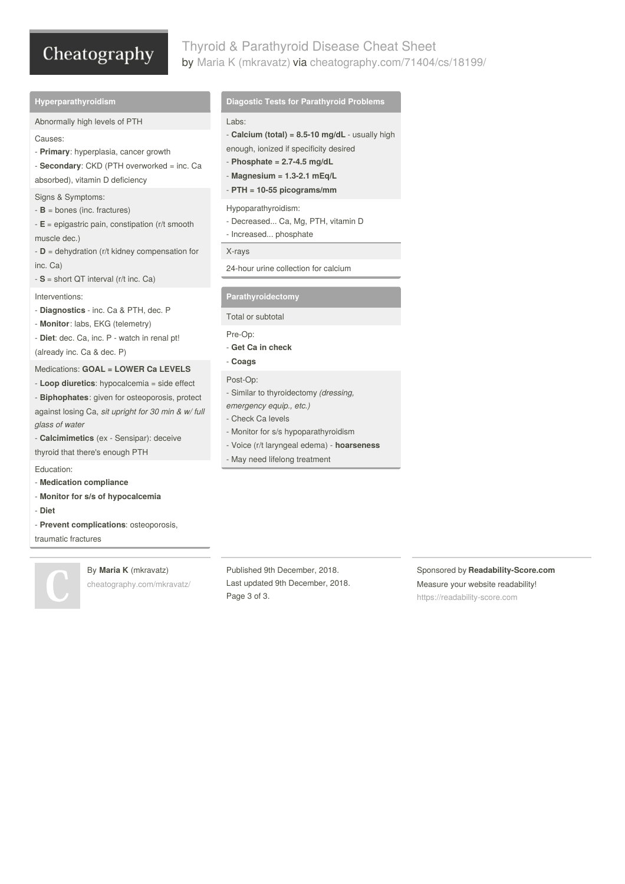## Hyperparathyroidism

Abnormally high levels of PTH

Causes:

- **Primary**: hyperplasia, cancer growth
- **Secondary**: CKD (PTH overworked = inc. Ca absorbed), vitamin D deficiency

Signs & Symptoms:

- **B** = bones (inc. fractures)
- **E** = epigastric pain, constipation (r/t smooth muscle dec.)
- **D** = dehydration (r/t kidney compensation for inc. Ca)
- **S** = short QT interval (r/t inc. Ca)

Interventions:

- **Diagnostics** - inc. Ca & PTH, dec. P
- **Monitor**: labs, EKG (telemetry)
- **Diet**: dec. Ca, inc. P - watch in renal pt! (already inc. Ca & dec. P)

Medications: **GOAL = LOWER Ca LEVELS**

- **Loop diuretics**: hypocalcemia = side effect
- **Biphophates**: given for osteoporosis, protect against losing Ca, *sit upright for 30 min & w/ full glass of water*
- **Calcimimetics** (ex - Sensipar): deceive thyroid that there's enough PTH

Education:

- **Medication compliance**
- **Monitor for s/s of hypocalcemia**
- **Diet**
- **Prevent complications**: osteoporosis, traumatic fractures

## Diagostic Tests for Parathyroid Problems

Labs:

- **Calcium (total) = 8.5-10 mg/dL** - usually high enough, ionized if specificity desired
- **Phosphate = 2.7-4.5 mg/dL**
- **Magnesium = 1.3-2.1 mEq/L**
- **PTH = 10-55 picograms/mm**

Hypoparathyroidism:

- Decreased... Ca, Mg, PTH, vitamin D
- Increased... phosphate

X-rays

24-hour urine collection for calcium

## Parathyroidectomy

Total or subtotal

Pre-Op:

- **Get Ca in check**
- **Coags**

Post-Op:

- Similar to thyroidectomy *(dressing, emergency equip., etc.)*
- Check Ca levels
- Monitor for s/s hypoparathyroidism
- Voice (r/t laryngeal edema) - **hoarseness**
- May need lifelong treatment